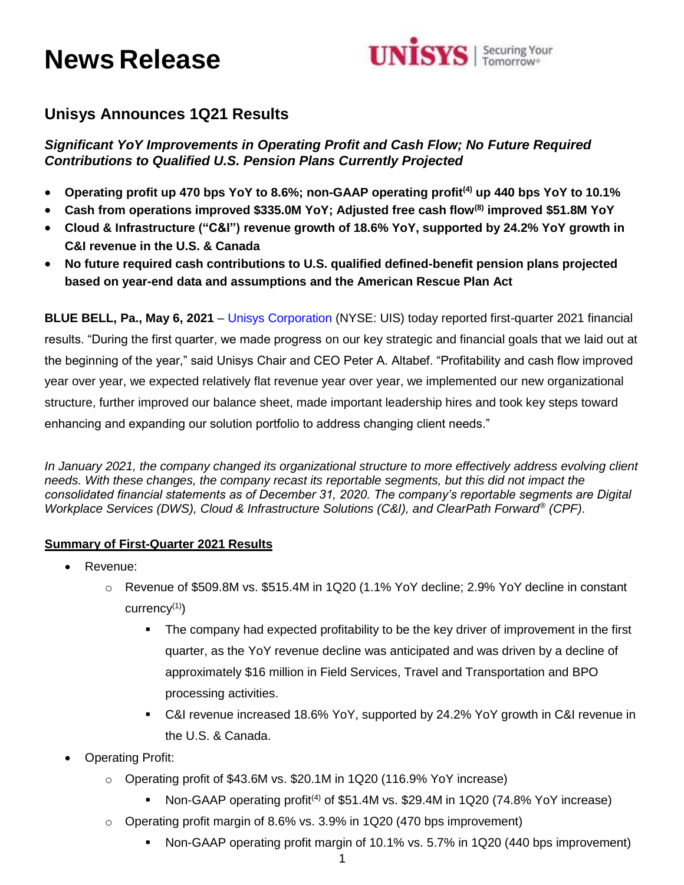# News Release

UNISYS | Securing Your Tomorrow®

## Unisys Announces 1Q21 Results

### *Significant YoY Improvements in Operating Profit and Cash Flow; No Future Required Contributions to Qualified U.S. Pension Plans Currently Projected*

- **Operating profit up 470 bps YoY to 8.6%; non-GAAP operating profit[(4)] up 440 bps YoY to 10.1%**
- **Cash from operations improved $335.0M YoY; Adjusted free cash flow[(8)] improved $51.8M YoY**
- **Cloud & Infrastructure ("C&I") revenue growth of 18.6% YoY, supported by 24.2% YoY growth in C&I revenue in the U.S. & Canada**
- **No future required cash contributions to U.S. qualified defined-benefit pension plans projected based on year-end data and assumptions and the American Rescue Plan Act**

**BLUE BELL, Pa., May 6, 2021** – Unisys Corporation (NYSE: UIS) today reported first-quarter 2021 financial results. "During the first quarter, we made progress on our key strategic and financial goals that we laid out at the beginning of the year," said Unisys Chair and CEO Peter A. Altabef. "Profitability and cash flow improved year over year, we expected relatively flat revenue year over year, we implemented our new organizational structure, further improved our balance sheet, made important leadership hires and took key steps toward enhancing and expanding our solution portfolio to address changing client needs."

*In January 2021, the company changed its organizational structure to more effectively address evolving client needs. With these changes, the company recast its reportable segments, but this did not impact the consolidated financial statements as of December 31, 2020. The company's reportable segments are Digital Workplace Services (DWS), Cloud & Infrastructure Solutions (C&I), and ClearPath Forward® (CPF).*

**Summary of First-Quarter 2021 Results**

- Revenue:
  - Revenue of $509.8M vs. $515.4M in 1Q20 (1.1% YoY decline; 2.9% YoY decline in constant currency[(1)])
    - The company had expected profitability to be the key driver of improvement in the first quarter, as the YoY revenue decline was anticipated and was driven by a decline of approximately $16 million in Field Services, Travel and Transportation and BPO processing activities.
    - C&I revenue increased 18.6% YoY, supported by 24.2% YoY growth in C&I revenue in the U.S. & Canada.
- Operating Profit:
  - Operating profit of $43.6M vs. $20.1M in 1Q20 (116.9% YoY increase)
    - Non-GAAP operating profit[(4)] of $51.4M vs. $29.4M in 1Q20 (74.8% YoY increase)
  - Operating profit margin of 8.6% vs. 3.9% in 1Q20 (470 bps improvement)
    - Non-GAAP operating profit margin of 10.1% vs. 5.7% in 1Q20 (440 bps improvement)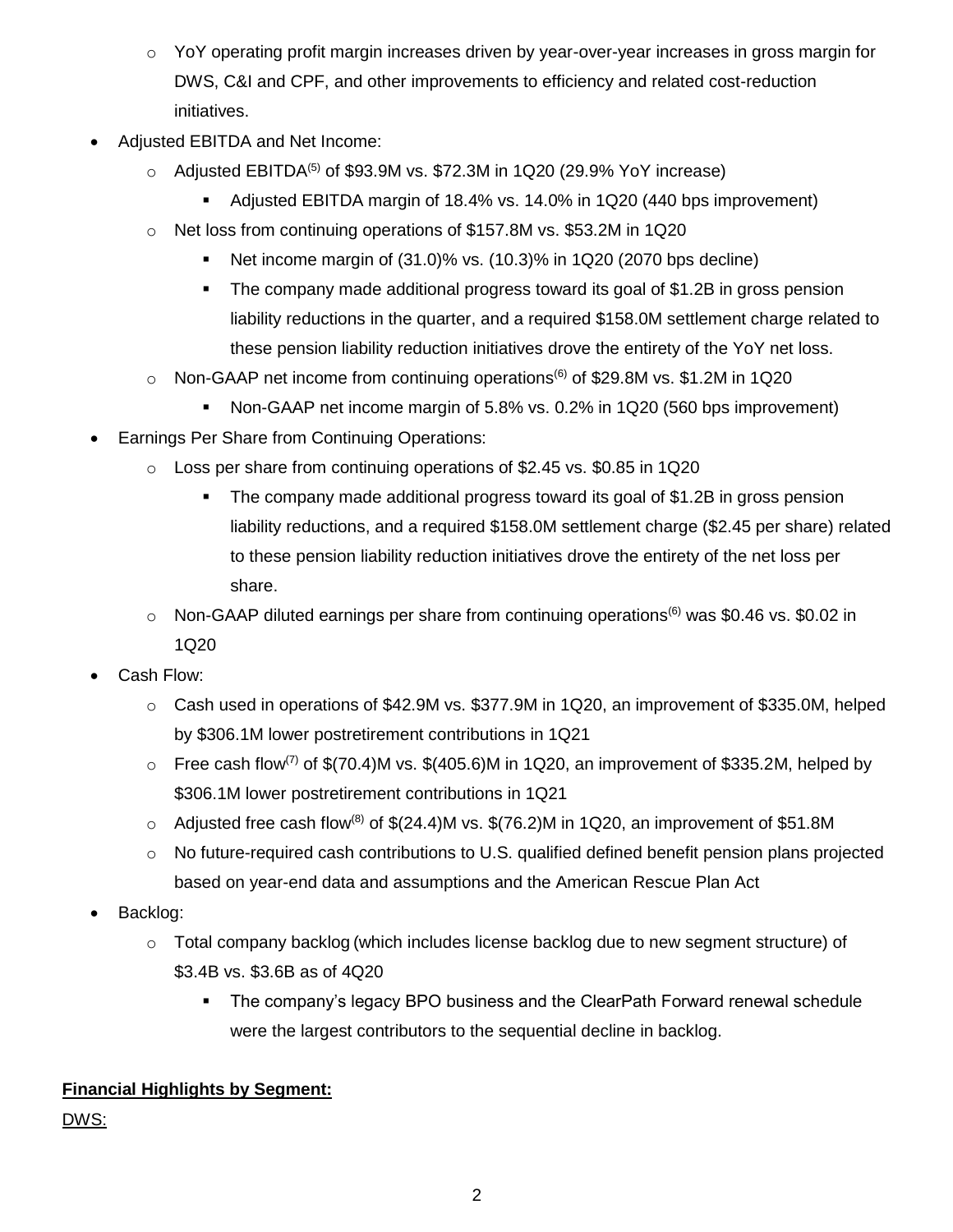- YoY operating profit margin increases driven by year-over-year increases in gross margin for DWS, C&I and CPF, and other improvements to efficiency and related cost-reduction initiatives.

- Adjusted EBITDA and Net Income:
  - Adjusted EBITDA[5] of $93.9M vs. $72.3M in 1Q20 (29.9% YoY increase)
    - Adjusted EBITDA margin of 18.4% vs. 14.0% in 1Q20 (440 bps improvement)
  - Net loss from continuing operations of $157.8M vs. $53.2M in 1Q20
    - Net income margin of (31.0)% vs. (10.3)% in 1Q20 (2070 bps decline)
    - The company made additional progress toward its goal of $1.2B in gross pension liability reductions in the quarter, and a required $158.0M settlement charge related to these pension liability reduction initiatives drove the entirety of the YoY net loss.
  - Non-GAAP net income from continuing operations[6] of $29.8M vs. $1.2M in 1Q20
    - Non-GAAP net income margin of 5.8% vs. 0.2% in 1Q20 (560 bps improvement)

- Earnings Per Share from Continuing Operations:
  - Loss per share from continuing operations of $2.45 vs. $0.85 in 1Q20
    - The company made additional progress toward its goal of $1.2B in gross pension liability reductions, and a required $158.0M settlement charge ($2.45 per share) related to these pension liability reduction initiatives drove the entirety of the net loss per share.
  - Non-GAAP diluted earnings per share from continuing operations[6] was $0.46 vs. $0.02 in 1Q20

- Cash Flow:
  - Cash used in operations of $42.9M vs. $377.9M in 1Q20, an improvement of $335.0M, helped by $306.1M lower postretirement contributions in 1Q21
  - Free cash flow[7] of $(70.4)M vs. $(405.6)M in 1Q20, an improvement of $335.2M, helped by $306.1M lower postretirement contributions in 1Q21
  - Adjusted free cash flow[8] of $(24.4)M vs. $(76.2)M in 1Q20, an improvement of $51.8M
  - No future-required cash contributions to U.S. qualified defined benefit pension plans projected based on year-end data and assumptions and the American Rescue Plan Act

- Backlog:
  - Total company backlog (which includes license backlog due to new segment structure) of $3.4B vs. $3.6B as of 4Q20
    - The company's legacy BPO business and the ClearPath Forward renewal schedule were the largest contributors to the sequential decline in backlog.

**Financial Highlights by Segment:**

DWS: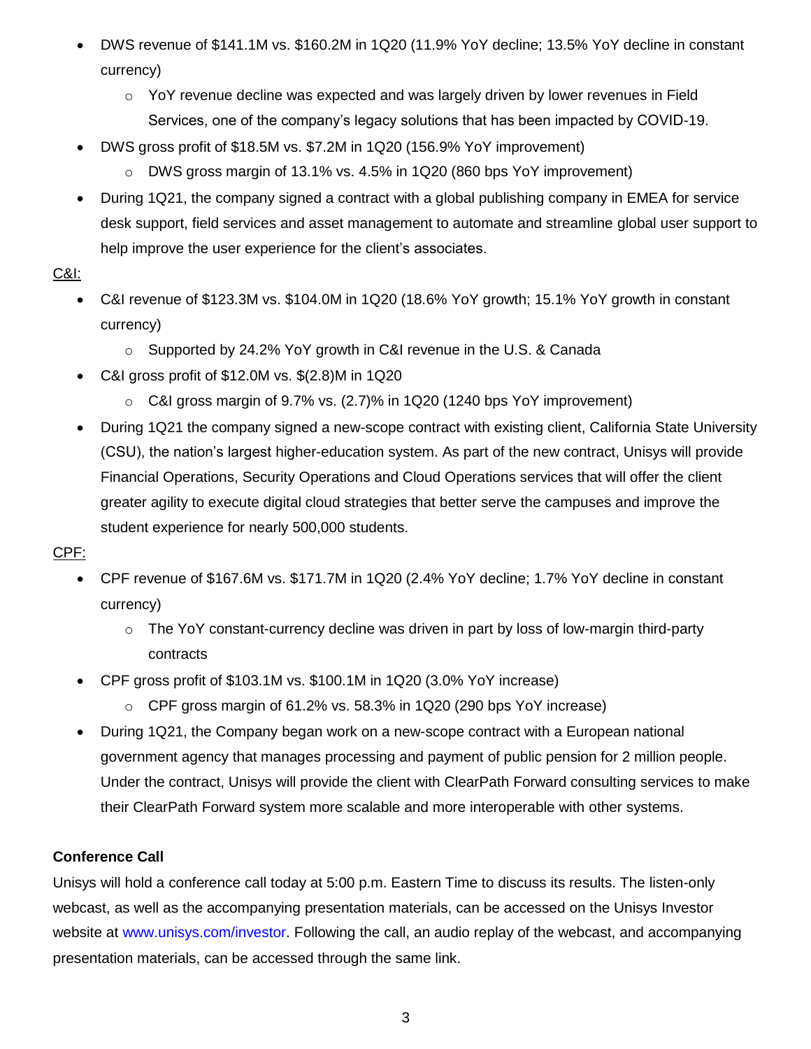- DWS revenue of $141.1M vs. $160.2M in 1Q20 (11.9% YoY decline; 13.5% YoY decline in constant currency)
  - YoY revenue decline was expected and was largely driven by lower revenues in Field Services, one of the company's legacy solutions that has been impacted by COVID-19.
- DWS gross profit of $18.5M vs. $7.2M in 1Q20 (156.9% YoY improvement)
  - DWS gross margin of 13.1% vs. 4.5% in 1Q20 (860 bps YoY improvement)
- During 1Q21, the company signed a contract with a global publishing company in EMEA for service desk support, field services and asset management to automate and streamline global user support to help improve the user experience for the client's associates.

<u>C&I:</u>

- C&I revenue of $123.3M vs. $104.0M in 1Q20 (18.6% YoY growth; 15.1% YoY growth in constant currency)
  - Supported by 24.2% YoY growth in C&I revenue in the U.S. & Canada
- C&I gross profit of $12.0M vs. $(2.8)M in 1Q20
  - C&I gross margin of 9.7% vs. (2.7)% in 1Q20 (1240 bps YoY improvement)
- During 1Q21 the company signed a new-scope contract with existing client, California State University (CSU), the nation's largest higher-education system. As part of the new contract, Unisys will provide Financial Operations, Security Operations and Cloud Operations services that will offer the client greater agility to execute digital cloud strategies that better serve the campuses and improve the student experience for nearly 500,000 students.

<u>CPF:</u>

- CPF revenue of $167.6M vs. $171.7M in 1Q20 (2.4% YoY decline; 1.7% YoY decline in constant currency)
  - The YoY constant-currency decline was driven in part by loss of low-margin third-party contracts
- CPF gross profit of $103.1M vs. $100.1M in 1Q20 (3.0% YoY increase)
  - CPF gross margin of 61.2% vs. 58.3% in 1Q20 (290 bps YoY increase)
- During 1Q21, the Company began work on a new-scope contract with a European national government agency that manages processing and payment of public pension for 2 million people. Under the contract, Unisys will provide the client with ClearPath Forward consulting services to make their ClearPath Forward system more scalable and more interoperable with other systems.

**Conference Call**

Unisys will hold a conference call today at 5:00 p.m. Eastern Time to discuss its results. The listen-only webcast, as well as the accompanying presentation materials, can be accessed on the Unisys Investor website at www.unisys.com/investor. Following the call, an audio replay of the webcast, and accompanying presentation materials, can be accessed through the same link.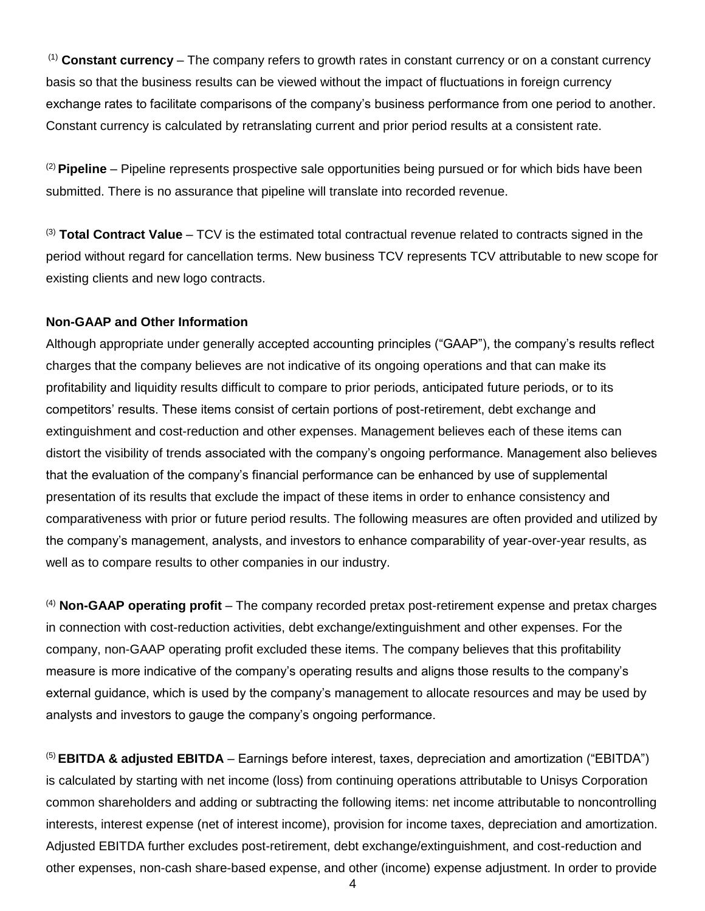[(1)] **Constant currency** – The company refers to growth rates in constant currency or on a constant currency basis so that the business results can be viewed without the impact of fluctuations in foreign currency exchange rates to facilitate comparisons of the company's business performance from one period to another. Constant currency is calculated by retranslating current and prior period results at a consistent rate.

[(2)] **Pipeline** – Pipeline represents prospective sale opportunities being pursued or for which bids have been submitted. There is no assurance that pipeline will translate into recorded revenue.

[(3)] **Total Contract Value** – TCV is the estimated total contractual revenue related to contracts signed in the period without regard for cancellation terms. New business TCV represents TCV attributable to new scope for existing clients and new logo contracts.

**Non-GAAP and Other Information**

Although appropriate under generally accepted accounting principles ("GAAP"), the company's results reflect charges that the company believes are not indicative of its ongoing operations and that can make its profitability and liquidity results difficult to compare to prior periods, anticipated future periods, or to its competitors' results. These items consist of certain portions of post-retirement, debt exchange and extinguishment and cost-reduction and other expenses. Management believes each of these items can distort the visibility of trends associated with the company's ongoing performance. Management also believes that the evaluation of the company's financial performance can be enhanced by use of supplemental presentation of its results that exclude the impact of these items in order to enhance consistency and comparativeness with prior or future period results. The following measures are often provided and utilized by the company's management, analysts, and investors to enhance comparability of year-over-year results, as well as to compare results to other companies in our industry.

[(4)] **Non-GAAP operating profit** – The company recorded pretax post-retirement expense and pretax charges in connection with cost-reduction activities, debt exchange/extinguishment and other expenses. For the company, non-GAAP operating profit excluded these items. The company believes that this profitability measure is more indicative of the company's operating results and aligns those results to the company's external guidance, which is used by the company's management to allocate resources and may be used by analysts and investors to gauge the company's ongoing performance.

[(5)] **EBITDA & adjusted EBITDA** – Earnings before interest, taxes, depreciation and amortization ("EBITDA") is calculated by starting with net income (loss) from continuing operations attributable to Unisys Corporation common shareholders and adding or subtracting the following items: net income attributable to noncontrolling interests, interest expense (net of interest income), provision for income taxes, depreciation and amortization. Adjusted EBITDA further excludes post-retirement, debt exchange/extinguishment, and cost-reduction and other expenses, non-cash share-based expense, and other (income) expense adjustment. In order to provide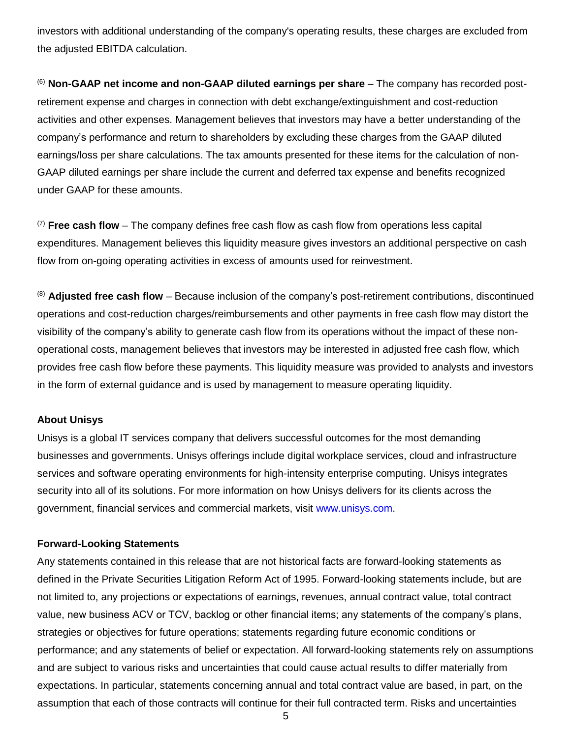investors with additional understanding of the company's operating results, these charges are excluded from the adjusted EBITDA calculation.

[6] **Non-GAAP net income and non-GAAP diluted earnings per share** – The company has recorded post-retirement expense and charges in connection with debt exchange/extinguishment and cost-reduction activities and other expenses. Management believes that investors may have a better understanding of the company's performance and return to shareholders by excluding these charges from the GAAP diluted earnings/loss per share calculations. The tax amounts presented for these items for the calculation of non-GAAP diluted earnings per share include the current and deferred tax expense and benefits recognized under GAAP for these amounts.

[7] **Free cash flow** – The company defines free cash flow as cash flow from operations less capital expenditures. Management believes this liquidity measure gives investors an additional perspective on cash flow from on-going operating activities in excess of amounts used for reinvestment.

[8] **Adjusted free cash flow** – Because inclusion of the company's post-retirement contributions, discontinued operations and cost-reduction charges/reimbursements and other payments in free cash flow may distort the visibility of the company's ability to generate cash flow from its operations without the impact of these non-operational costs, management believes that investors may be interested in adjusted free cash flow, which provides free cash flow before these payments. This liquidity measure was provided to analysts and investors in the form of external guidance and is used by management to measure operating liquidity.

**About Unisys**

Unisys is a global IT services company that delivers successful outcomes for the most demanding businesses and governments. Unisys offerings include digital workplace services, cloud and infrastructure services and software operating environments for high-intensity enterprise computing. Unisys integrates security into all of its solutions. For more information on how Unisys delivers for its clients across the government, financial services and commercial markets, visit www.unisys.com.

**Forward-Looking Statements**

Any statements contained in this release that are not historical facts are forward-looking statements as defined in the Private Securities Litigation Reform Act of 1995. Forward-looking statements include, but are not limited to, any projections or expectations of earnings, revenues, annual contract value, total contract value, new business ACV or TCV, backlog or other financial items; any statements of the company's plans, strategies or objectives for future operations; statements regarding future economic conditions or performance; and any statements of belief or expectation. All forward-looking statements rely on assumptions and are subject to various risks and uncertainties that could cause actual results to differ materially from expectations. In particular, statements concerning annual and total contract value are based, in part, on the assumption that each of those contracts will continue for their full contracted term. Risks and uncertainties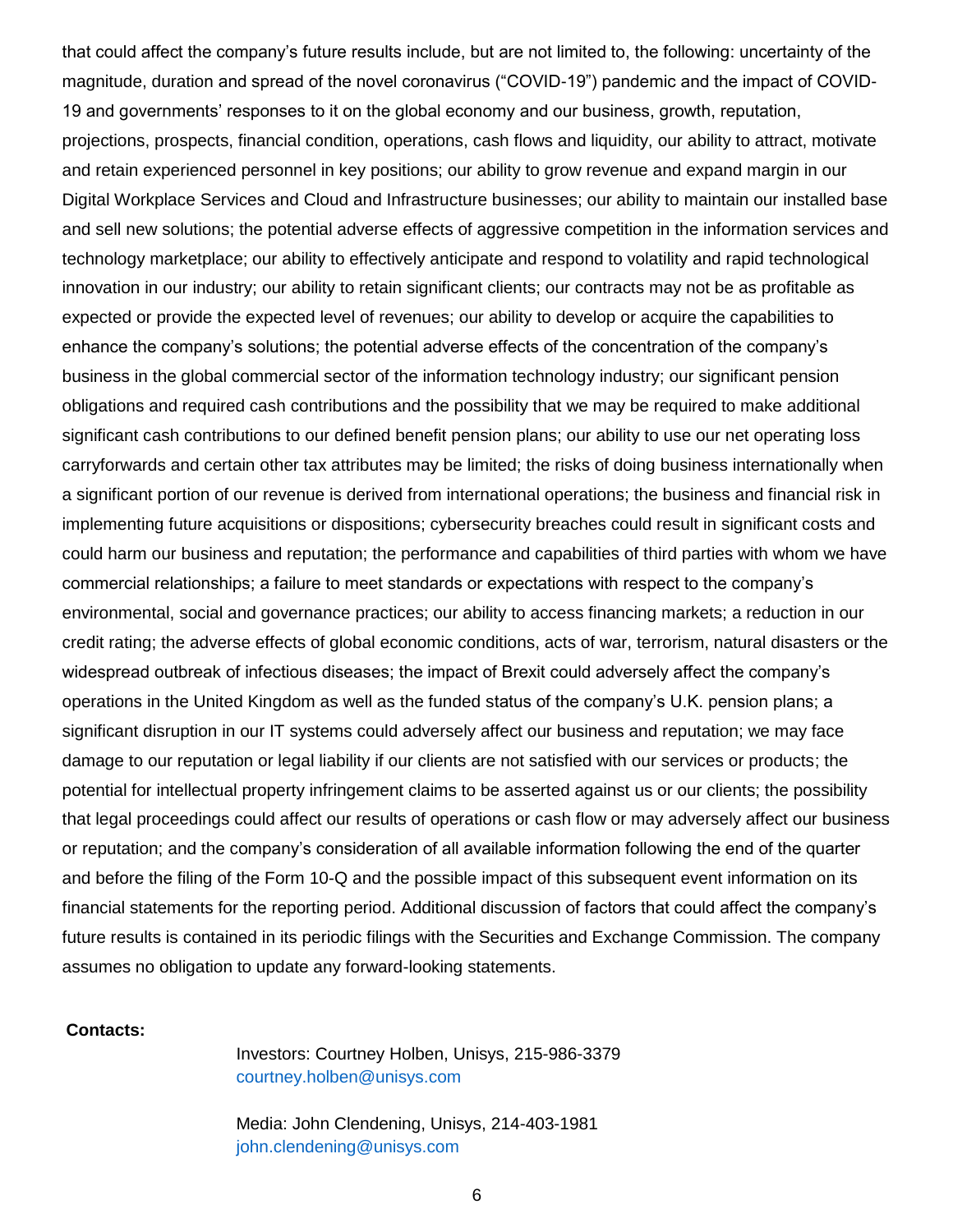that could affect the company's future results include, but are not limited to, the following: uncertainty of the magnitude, duration and spread of the novel coronavirus ("COVID-19") pandemic and the impact of COVID-19 and governments' responses to it on the global economy and our business, growth, reputation, projections, prospects, financial condition, operations, cash flows and liquidity, our ability to attract, motivate and retain experienced personnel in key positions; our ability to grow revenue and expand margin in our Digital Workplace Services and Cloud and Infrastructure businesses; our ability to maintain our installed base and sell new solutions; the potential adverse effects of aggressive competition in the information services and technology marketplace; our ability to effectively anticipate and respond to volatility and rapid technological innovation in our industry; our ability to retain significant clients; our contracts may not be as profitable as expected or provide the expected level of revenues; our ability to develop or acquire the capabilities to enhance the company's solutions; the potential adverse effects of the concentration of the company's business in the global commercial sector of the information technology industry; our significant pension obligations and required cash contributions and the possibility that we may be required to make additional significant cash contributions to our defined benefit pension plans; our ability to use our net operating loss carryforwards and certain other tax attributes may be limited; the risks of doing business internationally when a significant portion of our revenue is derived from international operations; the business and financial risk in implementing future acquisitions or dispositions; cybersecurity breaches could result in significant costs and could harm our business and reputation; the performance and capabilities of third parties with whom we have commercial relationships; a failure to meet standards or expectations with respect to the company's environmental, social and governance practices; our ability to access financing markets; a reduction in our credit rating; the adverse effects of global economic conditions, acts of war, terrorism, natural disasters or the widespread outbreak of infectious diseases; the impact of Brexit could adversely affect the company's operations in the United Kingdom as well as the funded status of the company's U.K. pension plans; a significant disruption in our IT systems could adversely affect our business and reputation; we may face damage to our reputation or legal liability if our clients are not satisfied with our services or products; the potential for intellectual property infringement claims to be asserted against us or our clients; the possibility that legal proceedings could affect our results of operations or cash flow or may adversely affect our business or reputation; and the company's consideration of all available information following the end of the quarter and before the filing of the Form 10-Q and the possible impact of this subsequent event information on its financial statements for the reporting period. Additional discussion of factors that could affect the company's future results is contained in its periodic filings with the Securities and Exchange Commission. The company assumes no obligation to update any forward-looking statements.

**Contacts:**

Investors: Courtney Holben, Unisys, 215-986-3379
courtney.holben@unisys.com

Media: John Clendening, Unisys, 214-403-1981
john.clendening@unisys.com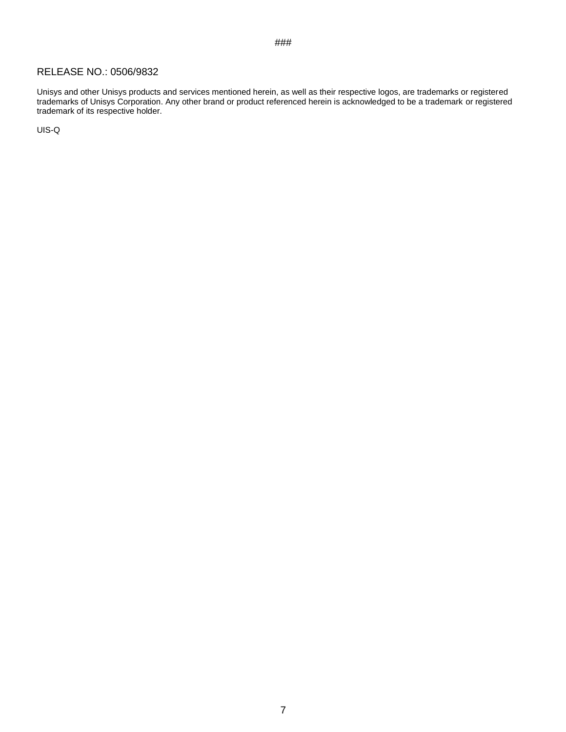###

RELEASE NO.: 0506/9832

Unisys and other Unisys products and services mentioned herein, as well as their respective logos, are trademarks or registered trademarks of Unisys Corporation. Any other brand or product referenced herein is acknowledged to be a trademark or registered trademark of its respective holder.

UIS-Q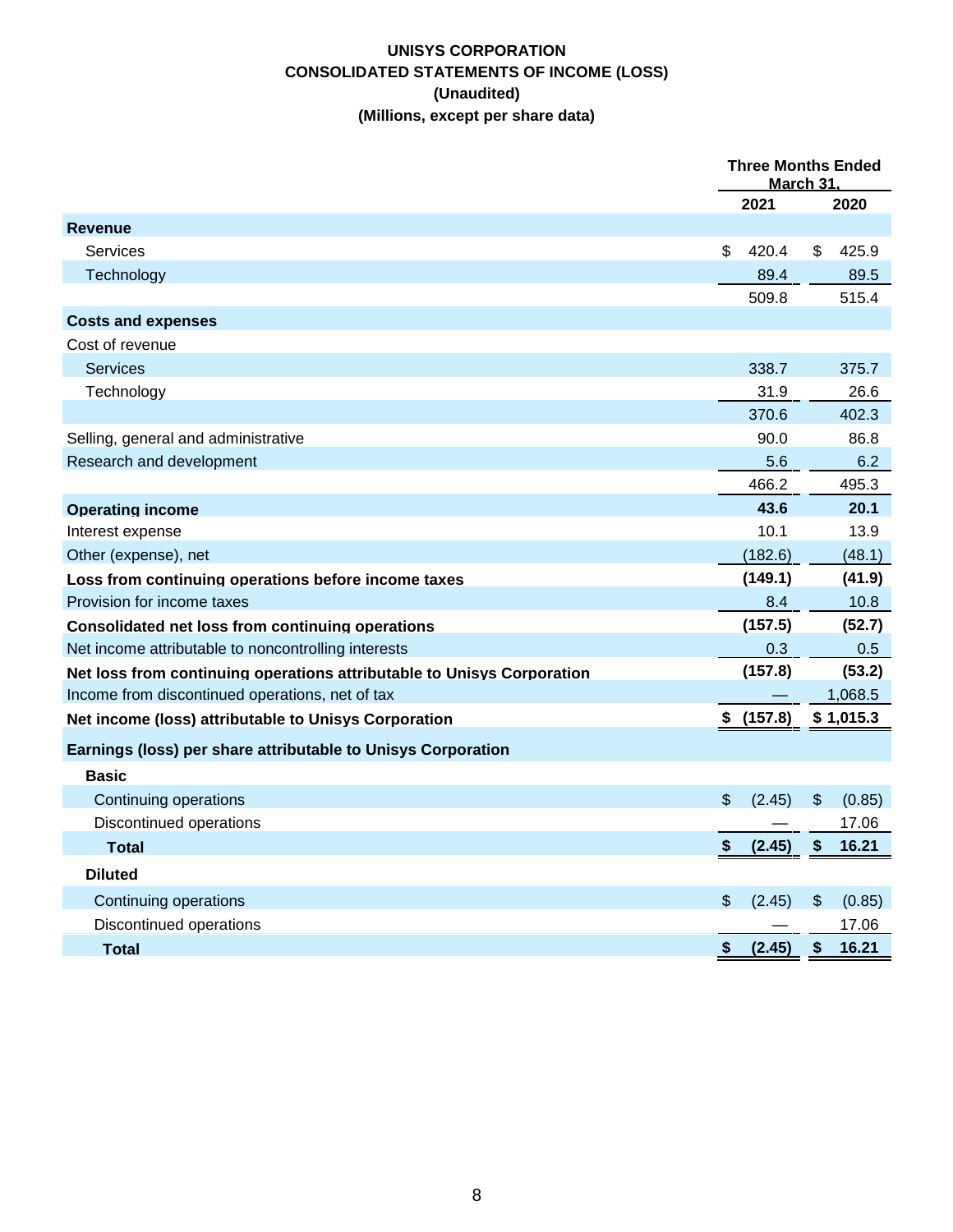# UNISYS CORPORATION
## CONSOLIDATED STATEMENTS OF INCOME (LOSS)
### (Unaudited)
### (Millions, except per share data)

| | Three Months Ended March 31, | |
|---|---|---|
| | 2021 | 2020 |
| **Revenue** | | |
| Services | $ 420.4 | $ 425.9 |
| Technology | 89.4 | 89.5 |
| | 509.8 | 515.4 |
| **Costs and expenses** | | |
| Cost of revenue | | |
| Services | 338.7 | 375.7 |
| Technology | 31.9 | 26.6 |
| | 370.6 | 402.3 |
| Selling, general and administrative | 90.0 | 86.8 |
| Research and development | 5.6 | 6.2 |
| | 466.2 | 495.3 |
| **Operating income** | **43.6** | **20.1** |
| Interest expense | 10.1 | 13.9 |
| Other (expense), net | (182.6) | (48.1) |
| **Loss from continuing operations before income taxes** | **(149.1)** | **(41.9)** |
| Provision for income taxes | 8.4 | 10.8 |
| **Consolidated net loss from continuing operations** | **(157.5)** | **(52.7)** |
| Net income attributable to noncontrolling interests | 0.3 | 0.5 |
| **Net loss from continuing operations attributable to Unisys Corporation** | **(157.8)** | **(53.2)** |
| Income from discontinued operations, net of tax | — | 1,068.5 |
| **Net income (loss) attributable to Unisys Corporation** | **$ (157.8)** | **$ 1,015.3** |
| **Earnings (loss) per share attributable to Unisys Corporation** | | |
| **Basic** | | |
| Continuing operations | $ (2.45) | $ (0.85) |
| Discontinued operations | — | 17.06 |
| **Total** | **$ (2.45)** | **$ 16.21** |
| **Diluted** | | |
| Continuing operations | $ (2.45) | $ (0.85) |
| Discontinued operations | — | 17.06 |
| **Total** | **$ (2.45)** | **$ 16.21** |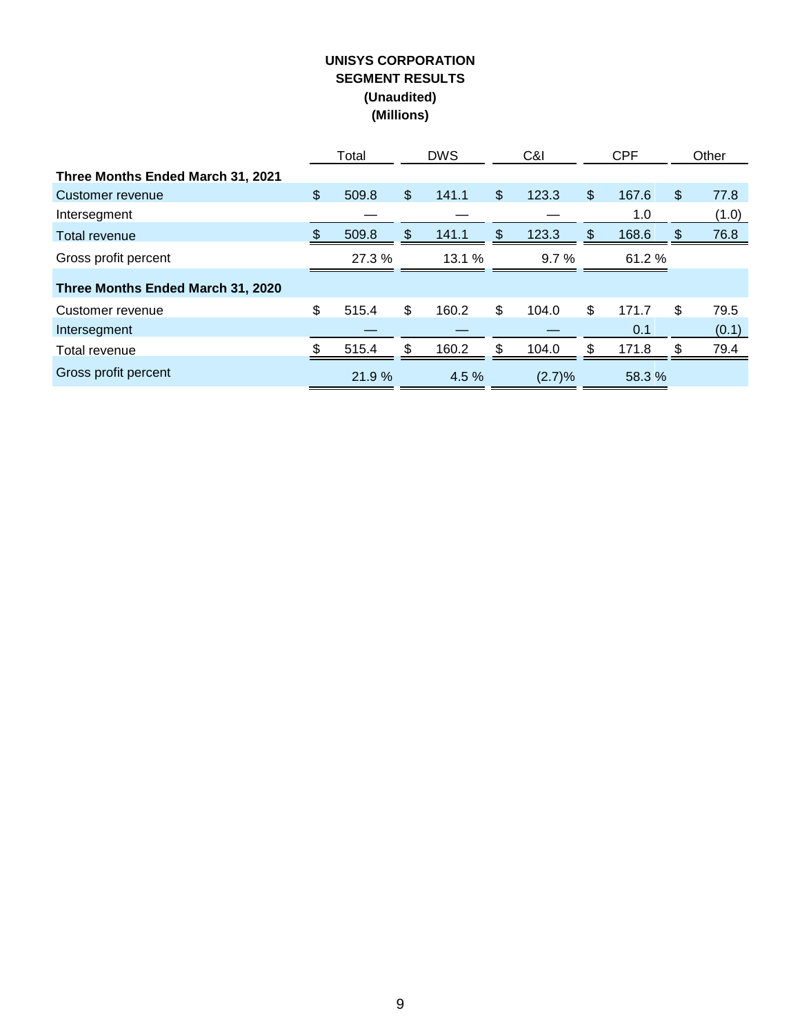# UNISYS CORPORATION
## SEGMENT RESULTS
### (Unaudited)
### (Millions)

| | Total | DWS | C&I | CPF | Other |
|---|---|---|---|---|---|
| **Three Months Ended March 31, 2021** | | | | | |
| Customer revenue | $ 509.8 | $ 141.1 | $ 123.3 | $ 167.6 | $ 77.8 |
| Intersegment | — | — | — | 1.0 | (1.0) |
| Total revenue | $ 509.8 | $ 141.1 | $ 123.3 | $ 168.6 | $ 76.8 |
| Gross profit percent | 27.3 % | 13.1 % | 9.7 % | 61.2 % | |
| **Three Months Ended March 31, 2020** | | | | | |
| Customer revenue | $ 515.4 | $ 160.2 | $ 104.0 | $ 171.7 | $ 79.5 |
| Intersegment | — | — | — | 0.1 | (0.1) |
| Total revenue | $ 515.4 | $ 160.2 | $ 104.0 | $ 171.8 | $ 79.4 |
| Gross profit percent | 21.9 % | 4.5 % | (2.7)% | 58.3 % | |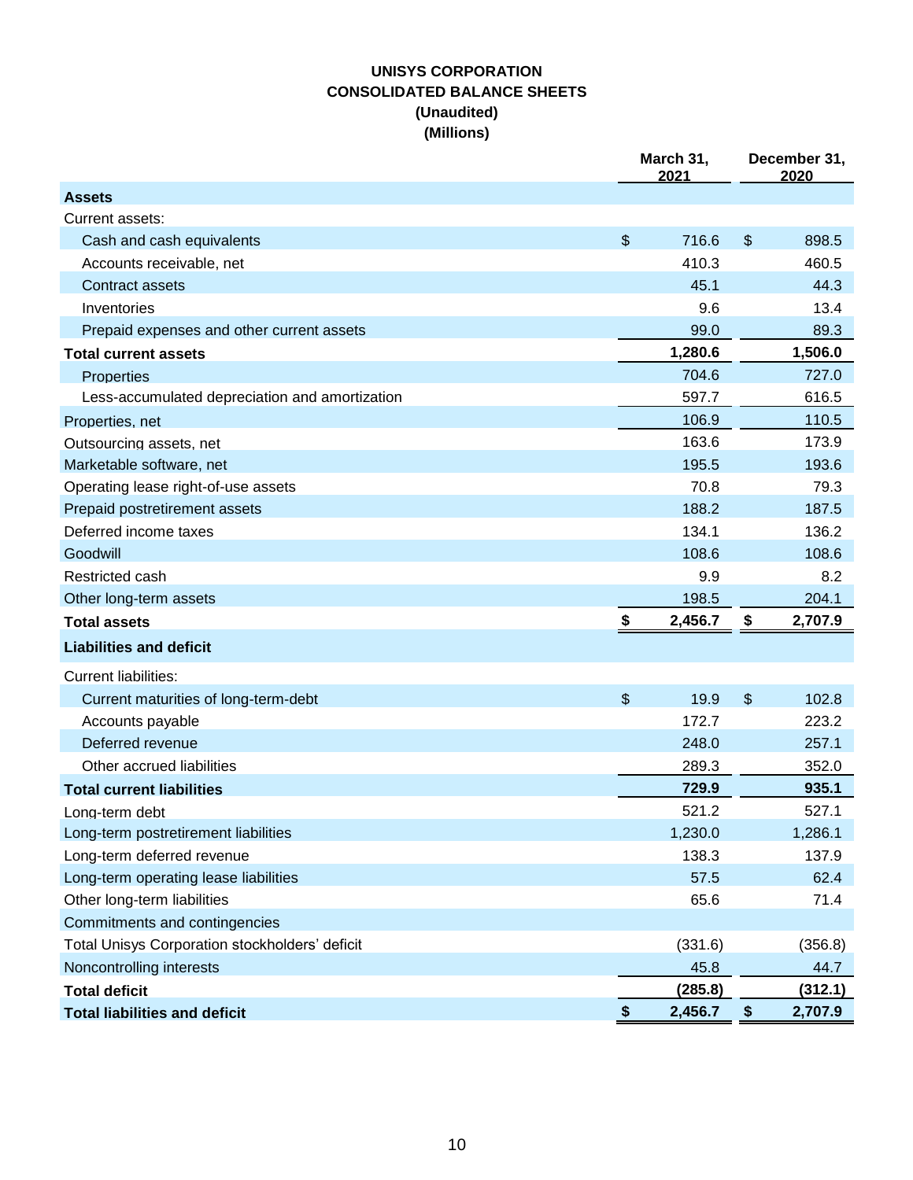**UNISYS CORPORATION**
**CONSOLIDATED BALANCE SHEETS**
**(Unaudited)**
**(Millions)**

| | March 31, 2021 | December 31, 2020 |
|---|---|---|
| **Assets** | | |
| Current assets: | | |
| Cash and cash equivalents | $ 716.6 | $ 898.5 |
| Accounts receivable, net | 410.3 | 460.5 |
| Contract assets | 45.1 | 44.3 |
| Inventories | 9.6 | 13.4 |
| Prepaid expenses and other current assets | 99.0 | 89.3 |
| **Total current assets** | **1,280.6** | **1,506.0** |
| Properties | 704.6 | 727.0 |
| Less-accumulated depreciation and amortization | 597.7 | 616.5 |
| Properties, net | 106.9 | 110.5 |
| Outsourcing assets, net | 163.6 | 173.9 |
| Marketable software, net | 195.5 | 193.6 |
| Operating lease right-of-use assets | 70.8 | 79.3 |
| Prepaid postretirement assets | 188.2 | 187.5 |
| Deferred income taxes | 134.1 | 136.2 |
| Goodwill | 108.6 | 108.6 |
| Restricted cash | 9.9 | 8.2 |
| Other long-term assets | 198.5 | 204.1 |
| **Total assets** | **$ 2,456.7** | **$ 2,707.9** |
| **Liabilities and deficit** | | |
| Current liabilities: | | |
| Current maturities of long-term-debt | $ 19.9 | $ 102.8 |
| Accounts payable | 172.7 | 223.2 |
| Deferred revenue | 248.0 | 257.1 |
| Other accrued liabilities | 289.3 | 352.0 |
| **Total current liabilities** | **729.9** | **935.1** |
| Long-term debt | 521.2 | 527.1 |
| Long-term postretirement liabilities | 1,230.0 | 1,286.1 |
| Long-term deferred revenue | 138.3 | 137.9 |
| Long-term operating lease liabilities | 57.5 | 62.4 |
| Other long-term liabilities | 65.6 | 71.4 |
| Commitments and contingencies | | |
| Total Unisys Corporation stockholders' deficit | (331.6) | (356.8) |
| Noncontrolling interests | 45.8 | 44.7 |
| **Total deficit** | **(285.8)** | **(312.1)** |
| **Total liabilities and deficit** | **$ 2,456.7** | **$ 2,707.9** |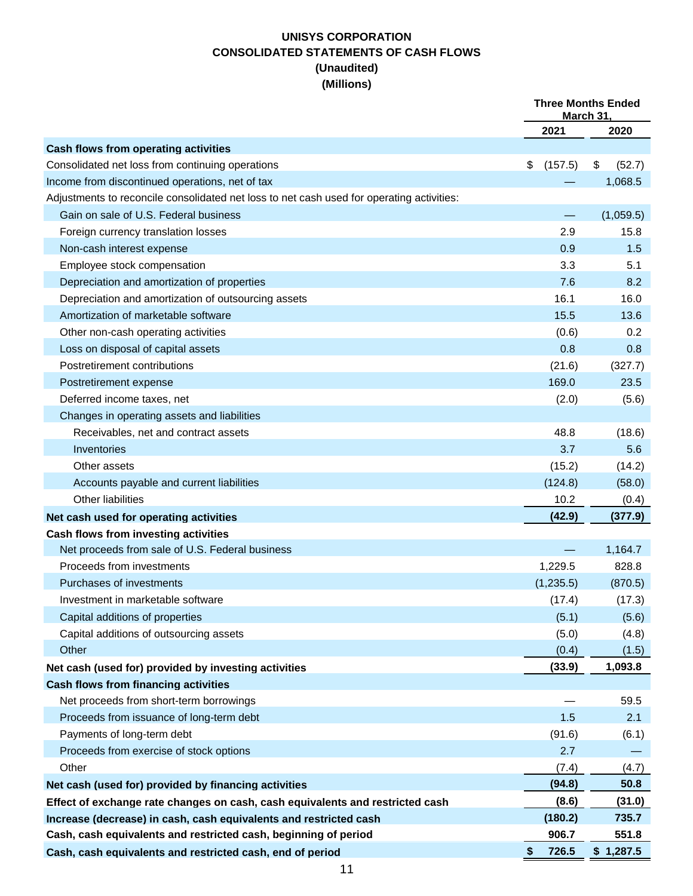# UNISYS CORPORATION
## CONSOLIDATED STATEMENTS OF CASH FLOWS
### (Unaudited)
### (Millions)

| | Three Months Ended March 31, | |
|---|---|---|
| | 2021 | 2020 |
| **Cash flows from operating activities** | | |
| Consolidated net loss from continuing operations | $ (157.5) | $ (52.7) |
| Income from discontinued operations, net of tax | — | 1,068.5 |
| Adjustments to reconcile consolidated net loss to net cash used for operating activities: | | |
| Gain on sale of U.S. Federal business | — | (1,059.5) |
| Foreign currency translation losses | 2.9 | 15.8 |
| Non-cash interest expense | 0.9 | 1.5 |
| Employee stock compensation | 3.3 | 5.1 |
| Depreciation and amortization of properties | 7.6 | 8.2 |
| Depreciation and amortization of outsourcing assets | 16.1 | 16.0 |
| Amortization of marketable software | 15.5 | 13.6 |
| Other non-cash operating activities | (0.6) | 0.2 |
| Loss on disposal of capital assets | 0.8 | 0.8 |
| Postretirement contributions | (21.6) | (327.7) |
| Postretirement expense | 169.0 | 23.5 |
| Deferred income taxes, net | (2.0) | (5.6) |
| Changes in operating assets and liabilities | | |
| Receivables, net and contract assets | 48.8 | (18.6) |
| Inventories | 3.7 | 5.6 |
| Other assets | (15.2) | (14.2) |
| Accounts payable and current liabilities | (124.8) | (58.0) |
| Other liabilities | 10.2 | (0.4) |
| **Net cash used for operating activities** | **(42.9)** | **(377.9)** |
| **Cash flows from investing activities** | | |
| Net proceeds from sale of U.S. Federal business | — | 1,164.7 |
| Proceeds from investments | 1,229.5 | 828.8 |
| Purchases of investments | (1,235.5) | (870.5) |
| Investment in marketable software | (17.4) | (17.3) |
| Capital additions of properties | (5.1) | (5.6) |
| Capital additions of outsourcing assets | (5.0) | (4.8) |
| Other | (0.4) | (1.5) |
| **Net cash (used for) provided by investing activities** | **(33.9)** | **1,093.8** |
| **Cash flows from financing activities** | | |
| Net proceeds from short-term borrowings | — | 59.5 |
| Proceeds from issuance of long-term debt | 1.5 | 2.1 |
| Payments of long-term debt | (91.6) | (6.1) |
| Proceeds from exercise of stock options | 2.7 | — |
| Other | (7.4) | (4.7) |
| **Net cash (used for) provided by financing activities** | **(94.8)** | **50.8** |
| **Effect of exchange rate changes on cash, cash equivalents and restricted cash** | **(8.6)** | **(31.0)** |
| **Increase (decrease) in cash, cash equivalents and restricted cash** | **(180.2)** | **735.7** |
| **Cash, cash equivalents and restricted cash, beginning of period** | **906.7** | **551.8** |
| **Cash, cash equivalents and restricted cash, end of period** | **$ 726.5** | **$ 1,287.5** |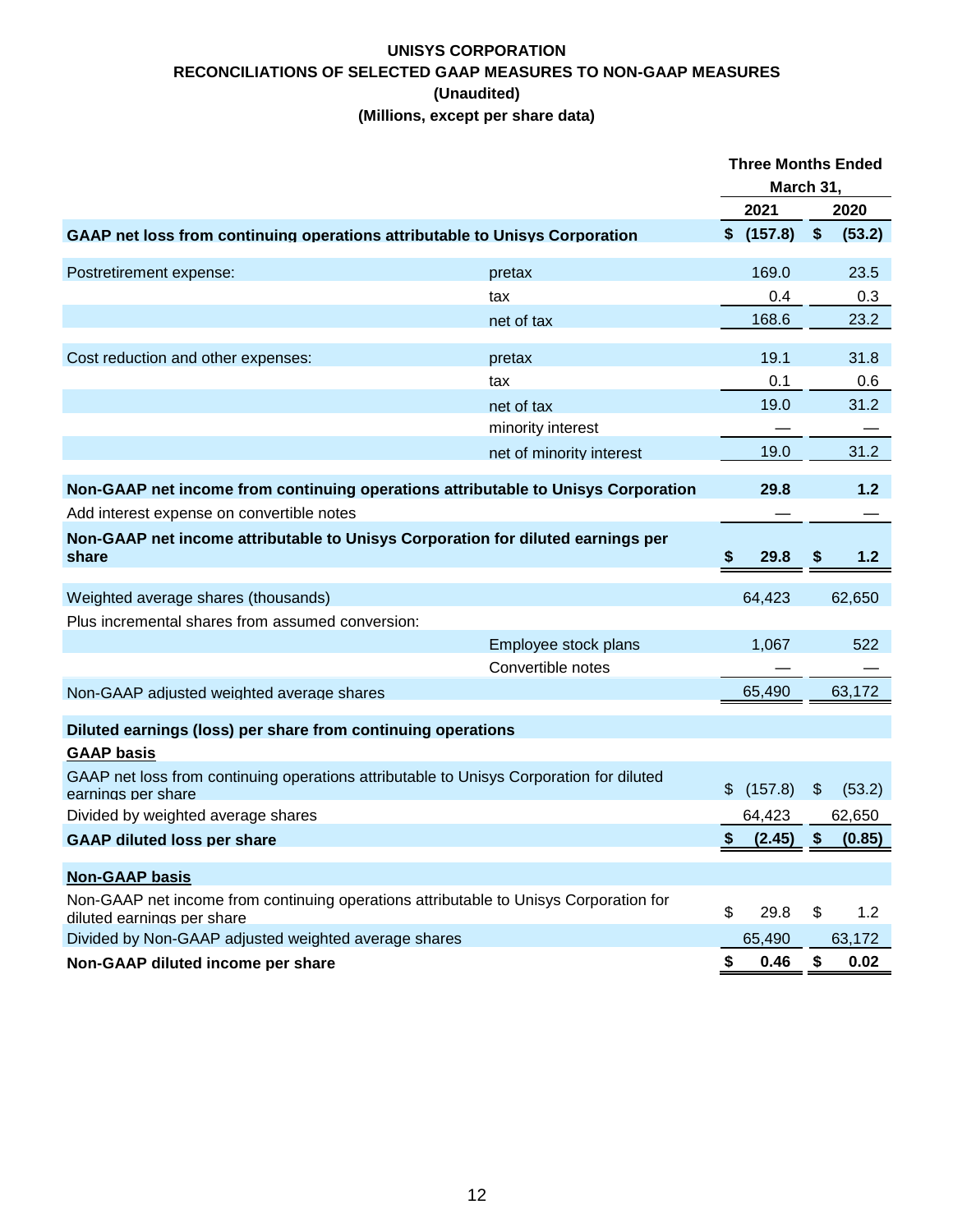**UNISYS CORPORATION**

**RECONCILIATIONS OF SELECTED GAAP MEASURES TO NON-GAAP MEASURES**

**(Unaudited)**

**(Millions, except per share data)**

| | | Three Months Ended March 31, | |
|---|---|---|---|
| | | 2021 | 2020 |
| **GAAP net loss from continuing operations attributable to Unisys Corporation** | | **$ (157.8)** | **$ (53.2)** |
| Postretirement expense: | pretax | 169.0 | 23.5 |
| | tax | 0.4 | 0.3 |
| | net of tax | 168.6 | 23.2 |
| Cost reduction and other expenses: | pretax | 19.1 | 31.8 |
| | tax | 0.1 | 0.6 |
| | net of tax | 19.0 | 31.2 |
| | minority interest | — | — |
| | net of minority interest | 19.0 | 31.2 |
| **Non-GAAP net income from continuing operations attributable to Unisys Corporation** | | **29.8** | **1.2** |
| Add interest expense on convertible notes | | — | — |
| **Non-GAAP net income attributable to Unisys Corporation for diluted earnings per share** | | **$ 29.8** | **$ 1.2** |
| Weighted average shares (thousands) | | 64,423 | 62,650 |
| Plus incremental shares from assumed conversion: | | | |
| | Employee stock plans | 1,067 | 522 |
| | Convertible notes | — | — |
| Non-GAAP adjusted weighted average shares | | 65,490 | 63,172 |
| **Diluted earnings (loss) per share from continuing operations** | | | |
| **GAAP basis** | | | |
| GAAP net loss from continuing operations attributable to Unisys Corporation for diluted earnings per share | | $ (157.8) | $ (53.2) |
| Divided by weighted average shares | | 64,423 | 62,650 |
| **GAAP diluted loss per share** | | **$ (2.45)** | **$ (0.85)** |
| **Non-GAAP basis** | | | |
| Non-GAAP net income from continuing operations attributable to Unisys Corporation for diluted earnings per share | | $ 29.8 | $ 1.2 |
| Divided by Non-GAAP adjusted weighted average shares | | 65,490 | 63,172 |
| **Non-GAAP diluted income per share** | | **$ 0.46** | **$ 0.02** |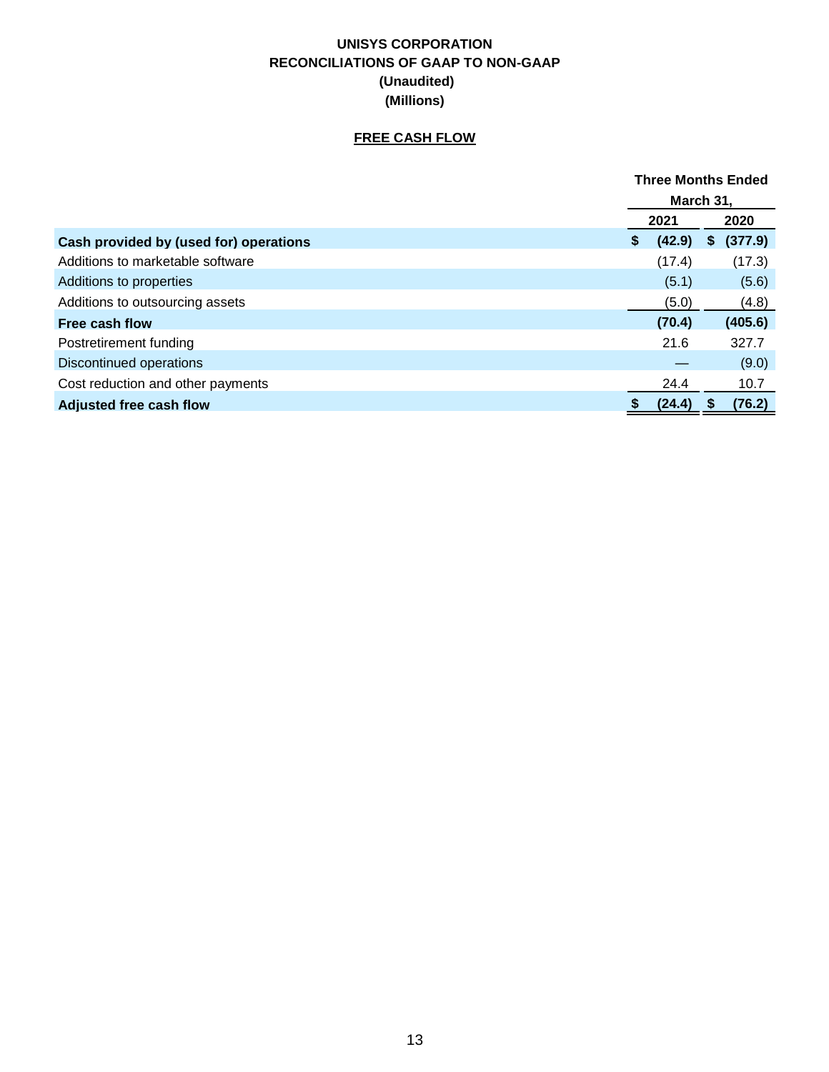**UNISYS CORPORATION**
**RECONCILIATIONS OF GAAP TO NON-GAAP**
**(Unaudited)**
**(Millions)**

**FREE CASH FLOW**

| | Three Months Ended March 31, | |
|---|---|---|
| | 2021 | 2020 |
| **Cash provided by (used for) operations** | **$ (42.9)** | **$ (377.9)** |
| Additions to marketable software | (17.4) | (17.3) |
| Additions to properties | (5.1) | (5.6) |
| Additions to outsourcing assets | (5.0) | (4.8) |
| **Free cash flow** | **(70.4)** | **(405.6)** |
| Postretirement funding | 21.6 | 327.7 |
| Discontinued operations | — | (9.0) |
| Cost reduction and other payments | 24.4 | 10.7 |
| **Adjusted free cash flow** | **$ (24.4)** | **$ (76.2)** |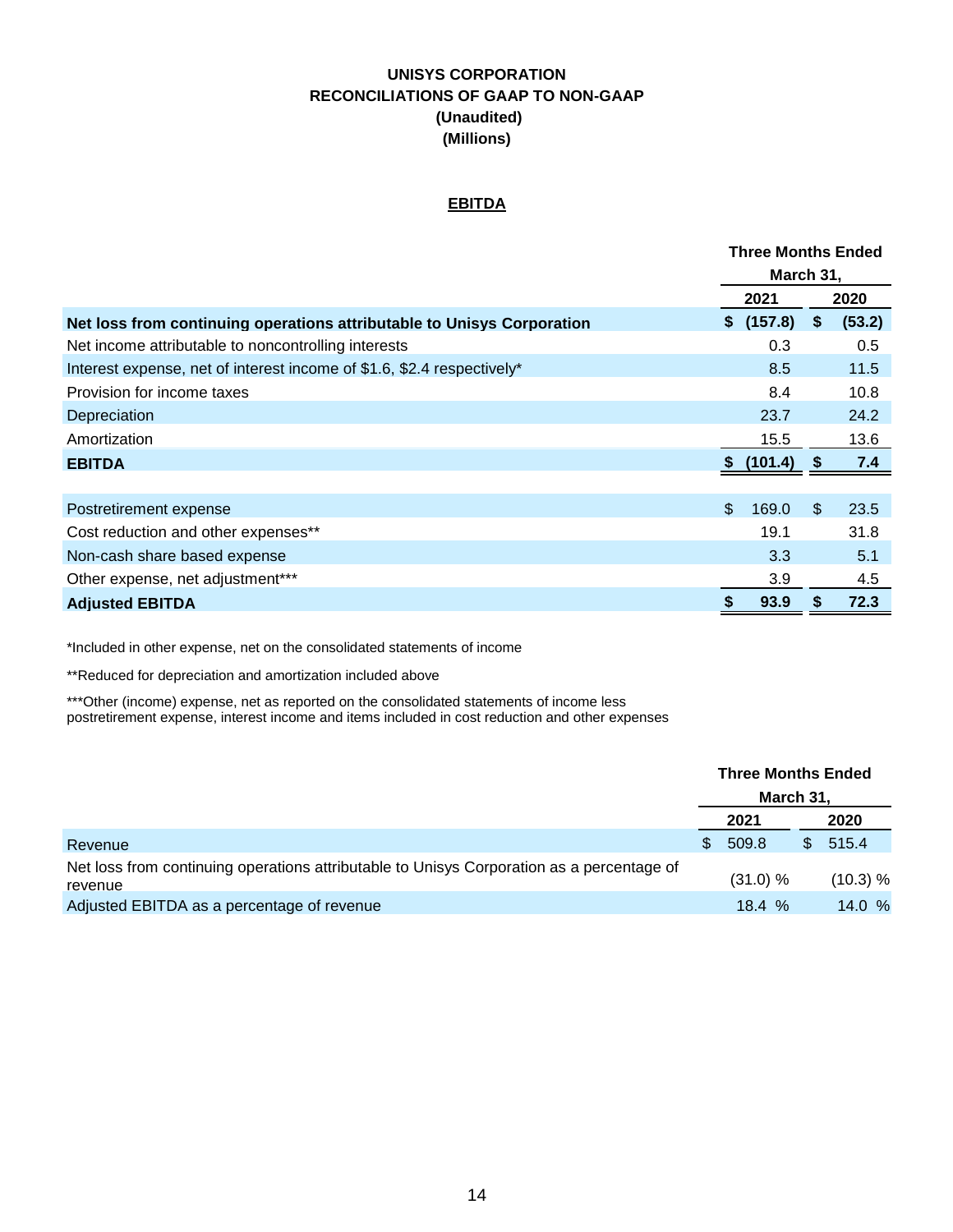# UNISYS CORPORATION
# RECONCILIATIONS OF GAAP TO NON-GAAP
**(Unaudited)**
**(Millions)**

## EBITDA

| | Three Months Ended March 31, | |
|---|---|---|
| | 2021 | 2020 |
| **Net loss from continuing operations attributable to Unisys Corporation** | **$ (157.8)** | **$ (53.2)** |
| Net income attributable to noncontrolling interests | 0.3 | 0.5 |
| Interest expense, net of interest income of $1.6, $2.4 respectively* | 8.5 | 11.5 |
| Provision for income taxes | 8.4 | 10.8 |
| Depreciation | 23.7 | 24.2 |
| Amortization | 15.5 | 13.6 |
| **EBITDA** | **$ (101.4)** | **$ 7.4** |
| | | |
| Postretirement expense | $ 169.0 | $ 23.5 |
| Cost reduction and other expenses** | 19.1 | 31.8 |
| Non-cash share based expense | 3.3 | 5.1 |
| Other expense, net adjustment*** | 3.9 | 4.5 |
| **Adjusted EBITDA** | **$ 93.9** | **$ 72.3** |

*Included in other expense, net on the consolidated statements of income

**Reduced for depreciation and amortization included above

***Other (income) expense, net as reported on the consolidated statements of income less postretirement expense, interest income and items included in cost reduction and other expenses

| | Three Months Ended March 31, | |
|---|---|---|
| | 2021 | 2020 |
| Revenue | $ 509.8 | $ 515.4 |
| Net loss from continuing operations attributable to Unisys Corporation as a percentage of revenue | (31.0) % | (10.3) % |
| Adjusted EBITDA as a percentage of revenue | 18.4 % | 14.0 % |